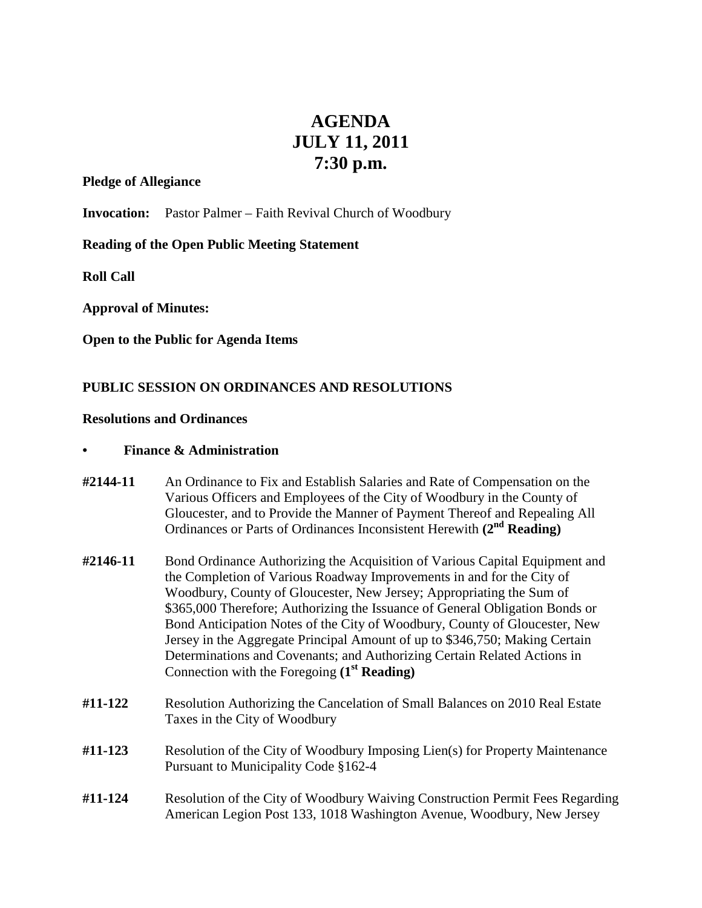# AGENDA
# JULY 11, 2011
# 7:30 p.m.

**Pledge of Allegiance**

**Invocation:** Pastor Palmer – Faith Revival Church of Woodbury

**Reading of the Open Public Meeting Statement**

**Roll Call**

**Approval of Minutes:**

**Open to the Public for Agenda Items**

## PUBLIC SESSION ON ORDINANCES AND RESOLUTIONS

### Resolutions and Ordinances

- **Finance & Administration**

**#2144-11** An Ordinance to Fix and Establish Salaries and Rate of Compensation on the Various Officers and Employees of the City of Woodbury in the County of Gloucester, and to Provide the Manner of Payment Thereof and Repealing All Ordinances or Parts of Ordinances Inconsistent Herewith **(2nd Reading)**

**#2146-11** Bond Ordinance Authorizing the Acquisition of Various Capital Equipment and the Completion of Various Roadway Improvements in and for the City of Woodbury, County of Gloucester, New Jersey; Appropriating the Sum of $365,000 Therefore; Authorizing the Issuance of General Obligation Bonds or Bond Anticipation Notes of the City of Woodbury, County of Gloucester, New Jersey in the Aggregate Principal Amount of up to $346,750; Making Certain Determinations and Covenants; and Authorizing Certain Related Actions in Connection with the Foregoing **(1st Reading)**

**#11-122** Resolution Authorizing the Cancelation of Small Balances on 2010 Real Estate Taxes in the City of Woodbury

**#11-123** Resolution of the City of Woodbury Imposing Lien(s) for Property Maintenance Pursuant to Municipality Code §162-4

**#11-124** Resolution of the City of Woodbury Waiving Construction Permit Fees Regarding American Legion Post 133, 1018 Washington Avenue, Woodbury, New Jersey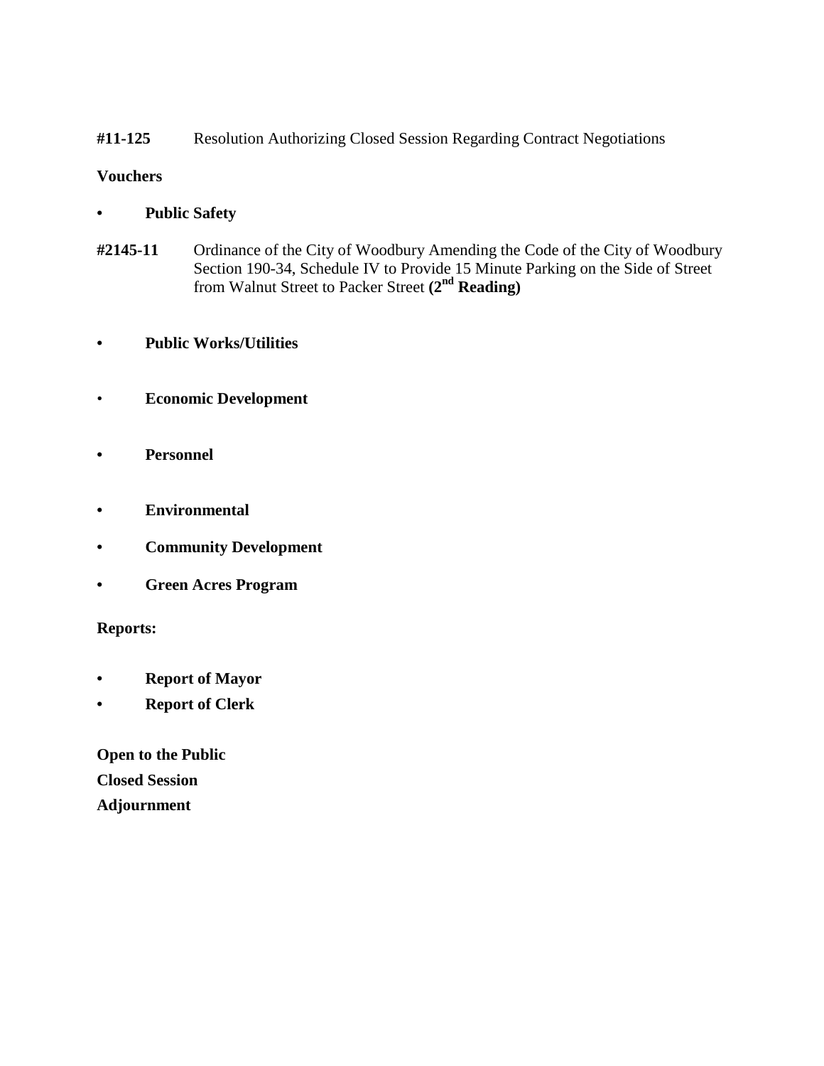**#11-125** Resolution Authorizing Closed Session Regarding Contract Negotiations

**Vouchers**

- **Public Safety**

**#2145-11** Ordinance of the City of Woodbury Amending the Code of the City of Woodbury Section 190-34, Schedule IV to Provide 15 Minute Parking on the Side of Street from Walnut Street to Packer Street **(2nd Reading)**

- **Public Works/Utilities**

- **Economic Development**

- **Personnel**

- **Environmental**
- **Community Development**
- **Green Acres Program**

**Reports:**

- **Report of Mayor**
- **Report of Clerk**

**Open to the Public**

**Closed Session**

**Adjournment**